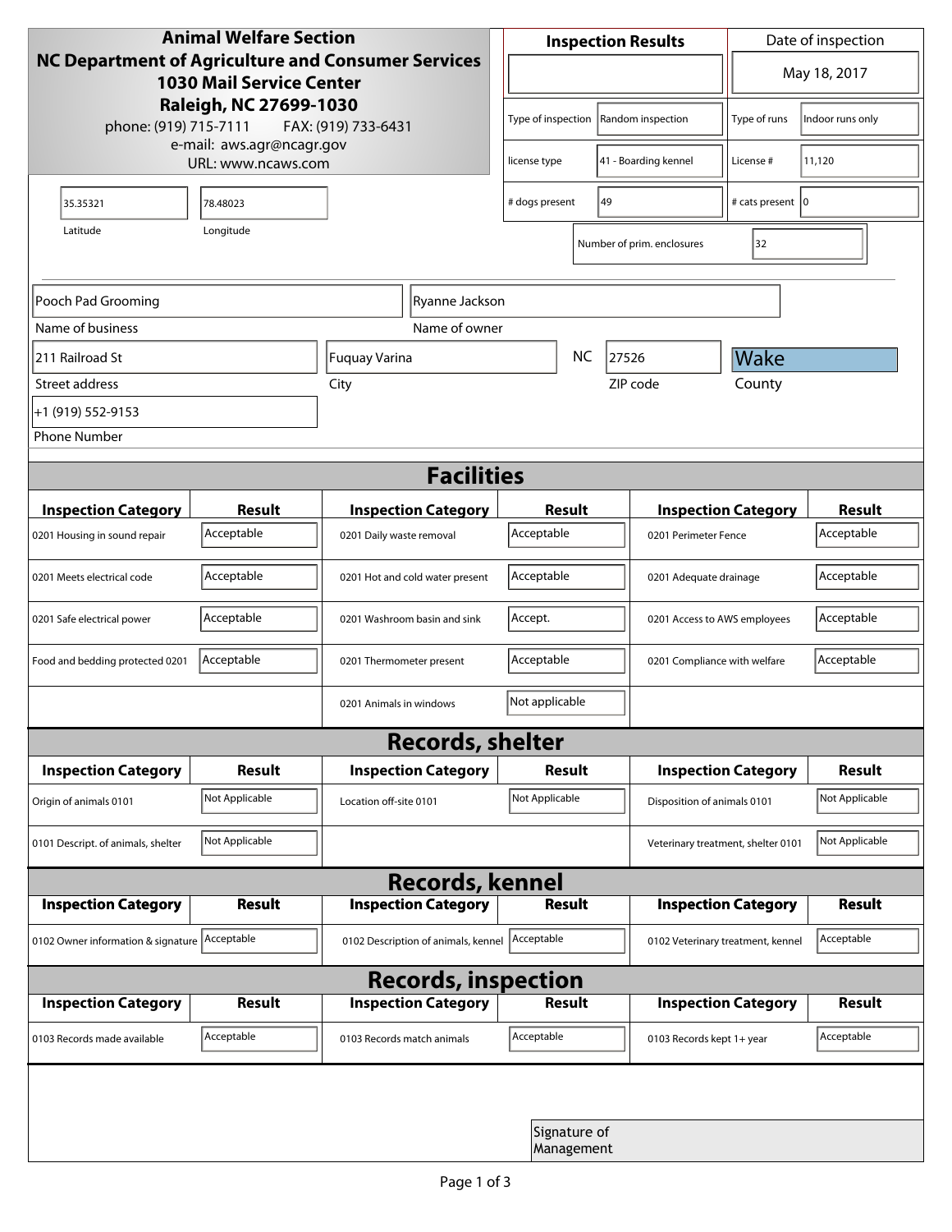**Animal Welfare Section**
**NC Department of Agriculture and Consumer Services**
**1030 Mail Service Center**
**Raleigh, NC 27699-1030**

phone: (919) 715-7111 FAX: (919) 733-6431
e-mail: aws.agr@ncagr.gov
URL: www.ncaws.com

| **Inspection Results** | | Date of inspection | May 18, 2017 |
|---|---|---|---|
| Type of inspection | Random inspection | Type of runs | Indoor runs only |
| license type | 41 - Boarding kennel | License # | 11,120 |
| # dogs present | 49 | # cats present | 0 |
| Number of prim. enclosures | 32 | | |

| Latitude | Longitude |
|---|---|
| 35.35321 | 78.48023 |

| | |
|---|---|
| Name of business | Pooch Pad Grooming |
| Name of owner | Ryanne Jackson |
| Street address | 211 Railroad St |
| City | Fuquay Varina |
| State | NC |
| ZIP code | 27526 |
| County | Wake |
| Phone Number | +1 (919) 552-9153 |

## Facilities

| Inspection Category | Result | Inspection Category | Result | Inspection Category | Result |
|---|---|---|---|---|---|
| 0201 Housing in sound repair | Acceptable | 0201 Daily waste removal | Acceptable | 0201 Perimeter Fence | Acceptable |
| 0201 Meets electrical code | Acceptable | 0201 Hot and cold water present | Acceptable | 0201 Adequate drainage | Acceptable |
| 0201 Safe electrical power | Acceptable | 0201 Washroom basin and sink | Accept. | 0201 Access to AWS employees | Acceptable |
| Food and bedding protected 0201 | Acceptable | 0201 Thermometer present | Acceptable | 0201 Compliance with welfare | Acceptable |
| | | 0201 Animals in windows | Not applicable | | |

## Records, shelter

| Inspection Category | Result | Inspection Category | Result | Inspection Category | Result |
|---|---|---|---|---|---|
| Origin of animals 0101 | Not Applicable | Location off-site 0101 | Not Applicable | Disposition of animals 0101 | Not Applicable |
| 0101 Descript. of animals, shelter | Not Applicable | | | Veterinary treatment, shelter 0101 | Not Applicable |

## Records, kennel

| Inspection Category | Result | Inspection Category | Result | Inspection Category | Result |
|---|---|---|---|---|---|
| 0102 Owner information & signature | Acceptable | 0102 Description of animals, kennel | Acceptable | 0102 Veterinary treatment, kennel | Acceptable |

## Records, inspection

| Inspection Category | Result | Inspection Category | Result | Inspection Category | Result |
|---|---|---|---|---|---|
| 0103 Records made available | Acceptable | 0103 Records match animals | Acceptable | 0103 Records kept 1+ year | Acceptable |

Signature of Management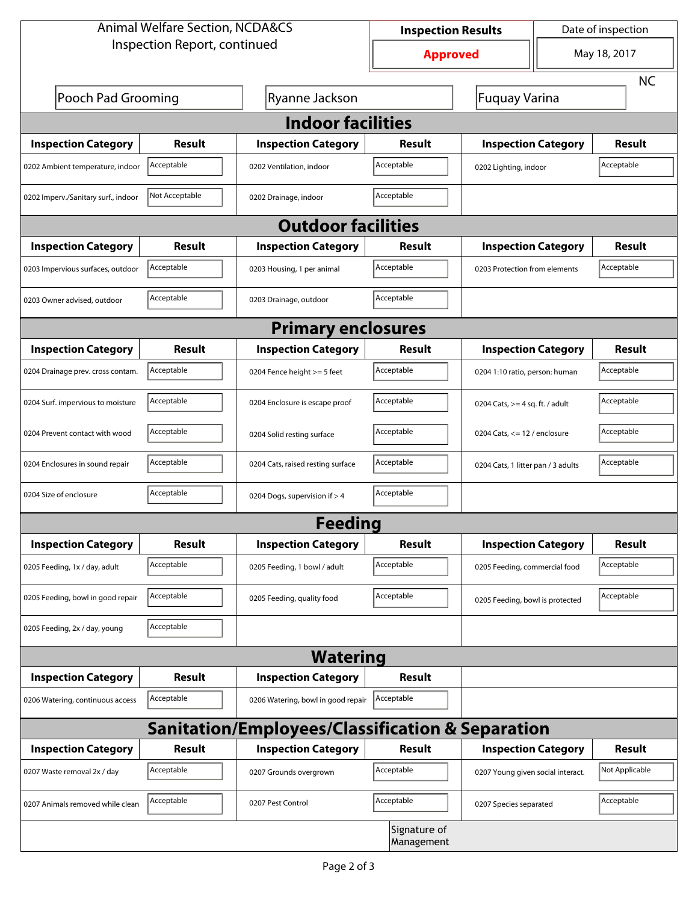Animal Welfare Section, NCDA&CS
Inspection Report, continued

| Inspection Results | Date of inspection |
| --- | --- |
| **Approved** | May 18, 2017 |

| | | | |
| --- | --- | --- | --- |
| Pooch Pad Grooming | Ryanne Jackson | Fuquay Varina | NC |

## Indoor facilities

| Inspection Category | Result | Inspection Category | Result | Inspection Category | Result |
| --- | --- | --- | --- | --- | --- |
| 0202 Ambient temperature, indoor | Acceptable | 0202 Ventilation, indoor | Acceptable | 0202 Lighting, indoor | Acceptable |
| 0202 Imperv./Sanitary surf., indoor | Not Acceptable | 0202 Drainage, indoor | Acceptable | | |

## Outdoor facilities

| Inspection Category | Result | Inspection Category | Result | Inspection Category | Result |
| --- | --- | --- | --- | --- | --- |
| 0203 Impervious surfaces, outdoor | Acceptable | 0203 Housing, 1 per animal | Acceptable | 0203 Protection from elements | Acceptable |
| 0203 Owner advised, outdoor | Acceptable | 0203 Drainage, outdoor | Acceptable | | |

## Primary enclosures

| Inspection Category | Result | Inspection Category | Result | Inspection Category | Result |
| --- | --- | --- | --- | --- | --- |
| 0204 Drainage prev. cross contam. | Acceptable | 0204 Fence height >= 5 feet | Acceptable | 0204 1:10 ratio, person: human | Acceptable |
| 0204 Surf. impervious to moisture | Acceptable | 0204 Enclosure is escape proof | Acceptable | 0204 Cats, >= 4 sq. ft. / adult | Acceptable |
| 0204 Prevent contact with wood | Acceptable | 0204 Solid resting surface | Acceptable | 0204 Cats, <= 12 / enclosure | Acceptable |
| 0204 Enclosures in sound repair | Acceptable | 0204 Cats, raised resting surface | Acceptable | 0204 Cats, 1 litter pan / 3 adults | Acceptable |
| 0204 Size of enclosure | Acceptable | 0204 Dogs, supervision if > 4 | Acceptable | | |

## Feeding

| Inspection Category | Result | Inspection Category | Result | Inspection Category | Result |
| --- | --- | --- | --- | --- | --- |
| 0205 Feeding, 1x / day, adult | Acceptable | 0205 Feeding, 1 bowl / adult | Acceptable | 0205 Feeding, commercial food | Acceptable |
| 0205 Feeding, bowl in good repair | Acceptable | 0205 Feeding, quality food | Acceptable | 0205 Feeding, bowl is protected | Acceptable |
| 0205 Feeding, 2x / day, young | Acceptable | | | | |

## Watering

| Inspection Category | Result | Inspection Category | Result |
| --- | --- | --- | --- |
| 0206 Watering, continuous access | Acceptable | 0206 Watering, bowl in good repair | Acceptable |

## Sanitation/Employees/Classification & Separation

| Inspection Category | Result | Inspection Category | Result | Inspection Category | Result |
| --- | --- | --- | --- | --- | --- |
| 0207 Waste removal 2x / day | Acceptable | 0207 Grounds overgrown | Acceptable | 0207 Young given social interact. | Not Applicable |
| 0207 Animals removed while clean | Acceptable | 0207 Pest Control | Acceptable | 0207 Species separated | Acceptable |

Signature of Management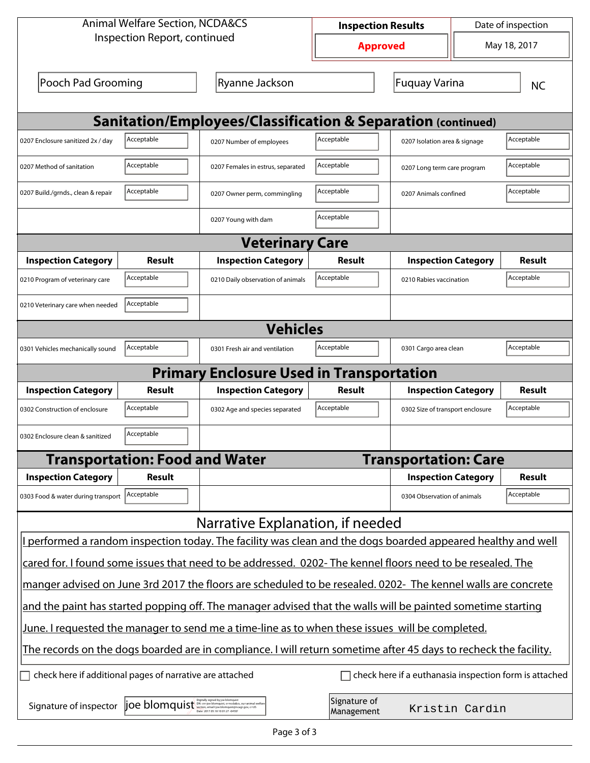Animal Welfare Section, NCDA&CS
Inspection Report, continued

| Inspection Results | Date of inspection |
|---|---|
| **Approved** | May 18, 2017 |

| | | | |
|---|---|---|---|
| Pooch Pad Grooming | Ryanne Jackson | Fuquay Varina | NC |

## Sanitation/Employees/Classification & Separation (continued)

| | | | | | |
|---|---|---|---|---|---|
| 0207 Enclosure sanitized 2x / day | Acceptable | 0207 Number of employees | Acceptable | 0207 Isolation area & signage | Acceptable |
| 0207 Method of sanitation | Acceptable | 0207 Females in estrus, separated | Acceptable | 0207 Long term care program | Acceptable |
| 0207 Build./grnds., clean & repair | Acceptable | 0207 Owner perm, commingling | Acceptable | 0207 Animals confined | Acceptable |
| | | 0207 Young with dam | Acceptable | | |

## Veterinary Care

| Inspection Category | Result | Inspection Category | Result | Inspection Category | Result |
|---|---|---|---|---|---|
| 0210 Program of veterinary care | Acceptable | 0210 Daily observation of animals | Acceptable | 0210 Rabies vaccination | Acceptable |
| 0210 Veterinary care when needed | Acceptable | | | | |

## Vehicles

| | | | | | |
|---|---|---|---|---|---|
| 0301 Vehicles mechanically sound | Acceptable | 0301 Fresh air and ventilation | Acceptable | 0301 Cargo area clean | Acceptable |

## Primary Enclosure Used in Transportation

| Inspection Category | Result | Inspection Category | Result | Inspection Category | Result |
|---|---|---|---|---|---|
| 0302 Construction of enclosure | Acceptable | 0302 Age and species separated | Acceptable | 0302 Size of transport enclosure | Acceptable |
| 0302 Enclosure clean & sanitized | Acceptable | | | | |

## Transportation: Food and Water / Transportation: Care

| Inspection Category | Result | | Inspection Category | Result |
|---|---|---|---|---|
| 0303 Food & water during transport | Acceptable | | 0304 Observation of animals | Acceptable |

## Narrative Explanation, if needed

I performed a random inspection today. The facility was clean and the dogs boarded appeared healthy and well cared for. I found some issues that need to be addressed. 0202- The kennel floors need to be resealed. The manger advised on June 3rd 2017 the floors are scheduled to be resealed. 0202- The kennel walls are concrete and the paint has started popping off. The manager advised that the walls will be painted sometime starting June. I requested the manager to send me a time-line as to when these issues will be completed.

The records on the dogs boarded are in compliance. I will return sometime after 45 days to recheck the facility.

☐ check here if additional pages of narrative are attached

☐ check here if a euthanasia inspection form is attached

Signature of inspector: joe blomquist (Digitally signed by joe blomquist, DN: cn=joe blomquist, o=ncda&cs, ou=animal welfare section, email=joe.blomquist@ncagr.gov, c=US, Date: 2017.05.18 10:01:27 -04'00')

Signature of Management: Kristin Cardin